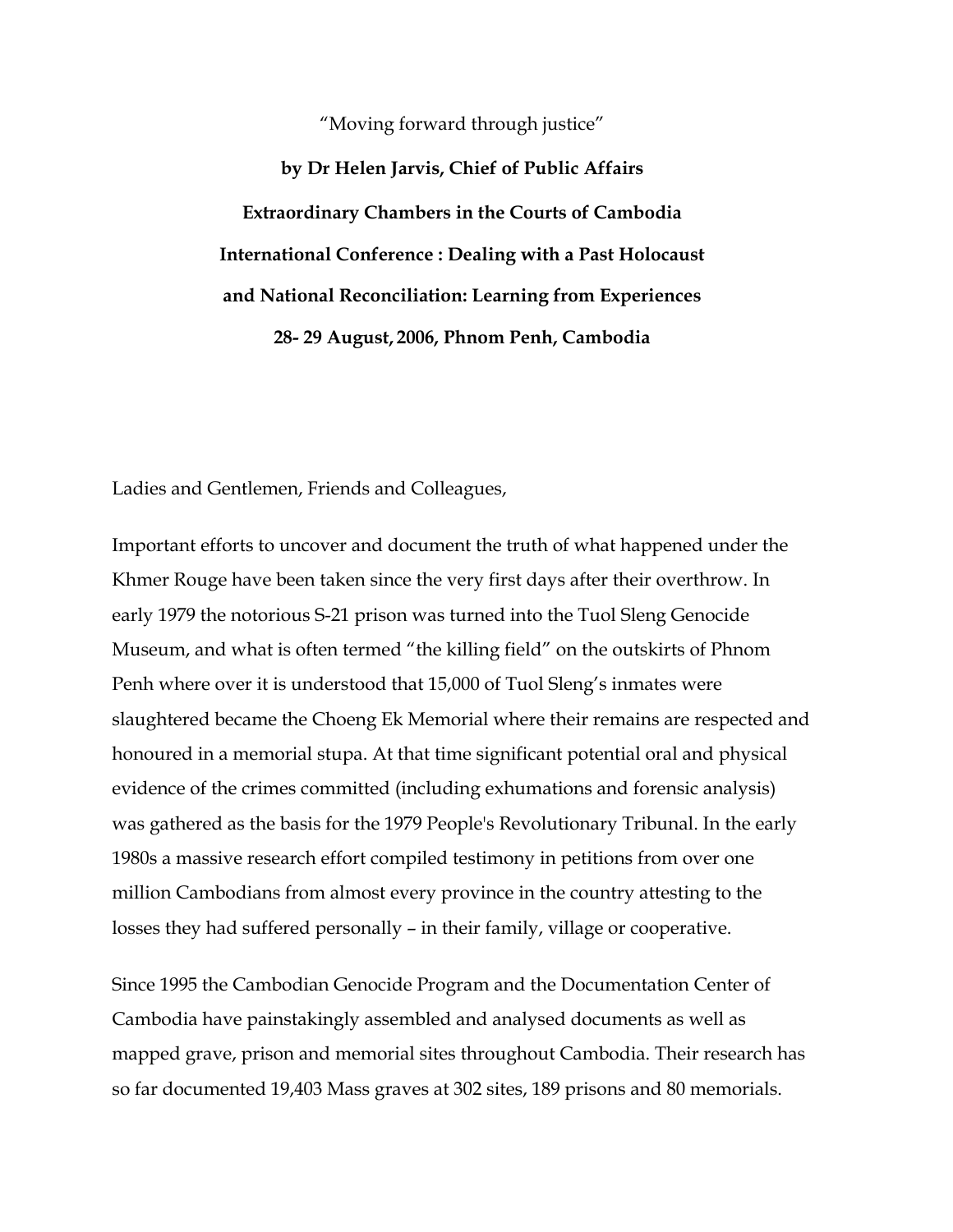"Moving forward through justice"

**by Dr Helen Jarvis, Chief of Public Affairs**

**Extraordinary Chambers in the Courts of Cambodia**

**International Conference : Dealing with a Past Holocaust and National Reconciliation: Learning from Experiences**

**28- 29 August, 2006, Phnom Penh, Cambodia**

Ladies and Gentlemen, Friends and Colleagues,

Important efforts to uncover and document the truth of what happened under the Khmer Rouge have been taken since the very first days after their overthrow. In early 1979 the notorious S-21 prison was turned into the Tuol Sleng Genocide Museum, and what is often termed "the killing field" on the outskirts of Phnom Penh where over it is understood that 15,000 of Tuol Sleng's inmates were slaughtered became the Choeng Ek Memorial where their remains are respected and honoured in a memorial stupa. At that time significant potential oral and physical evidence of the crimes committed (including exhumations and forensic analysis) was gathered as the basis for the 1979 People's Revolutionary Tribunal. In the early 1980s a massive research effort compiled testimony in petitions from over one million Cambodians from almost every province in the country attesting to the losses they had suffered personally – in their family, village or cooperative.

Since 1995 the Cambodian Genocide Program and the Documentation Center of Cambodia have painstakingly assembled and analysed documents as well as mapped grave, prison and memorial sites throughout Cambodia. Their research has so far documented 19,403 Mass graves at 302 sites, 189 prisons and 80 memorials.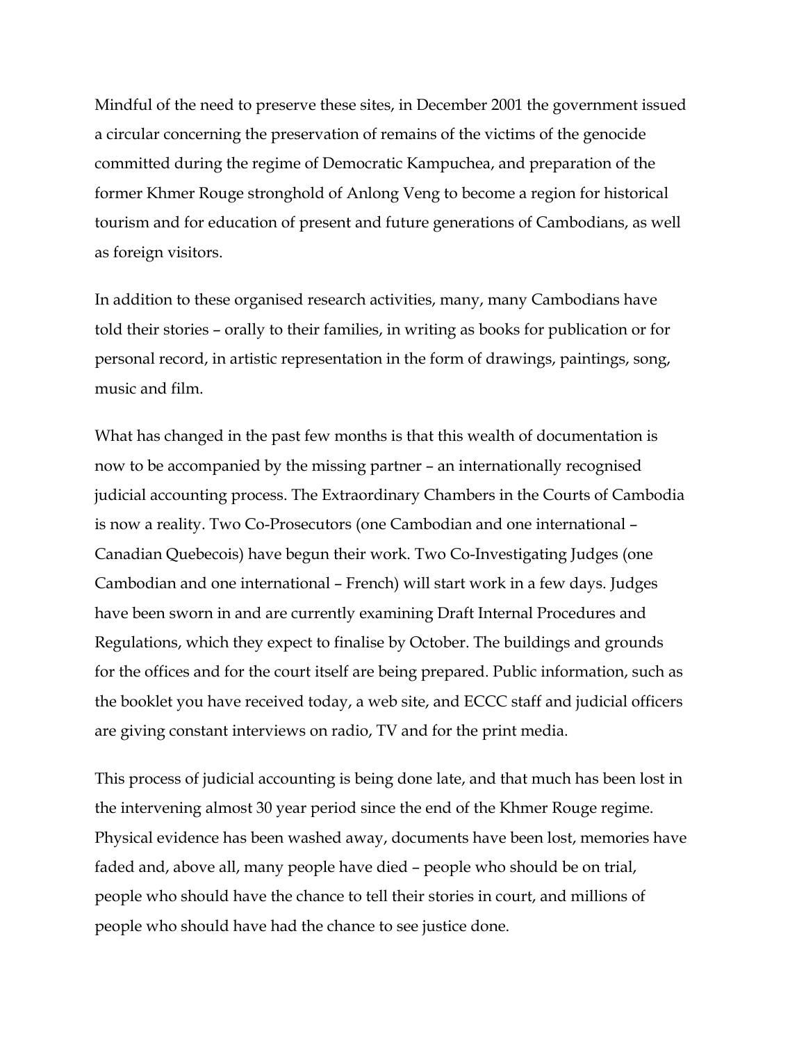Mindful of the need to preserve these sites, in December 2001 the government issued a circular concerning the preservation of remains of the victims of the genocide committed during the regime of Democratic Kampuchea, and preparation of the former Khmer Rouge stronghold of Anlong Veng to become a region for historical tourism and for education of present and future generations of Cambodians, as well as foreign visitors.

In addition to these organised research activities, many, many Cambodians have told their stories – orally to their families, in writing as books for publication or for personal record, in artistic representation in the form of drawings, paintings, song, music and film.

What has changed in the past few months is that this wealth of documentation is now to be accompanied by the missing partner – an internationally recognised judicial accounting process. The Extraordinary Chambers in the Courts of Cambodia is now a reality. Two Co-Prosecutors (one Cambodian and one international – Canadian Quebecois) have begun their work. Two Co-Investigating Judges (one Cambodian and one international – French) will start work in a few days. Judges have been sworn in and are currently examining Draft Internal Procedures and Regulations, which they expect to finalise by October. The buildings and grounds for the offices and for the court itself are being prepared. Public information, such as the booklet you have received today, a web site, and ECCC staff and judicial officers are giving constant interviews on radio, TV and for the print media.

This process of judicial accounting is being done late, and that much has been lost in the intervening almost 30 year period since the end of the Khmer Rouge regime. Physical evidence has been washed away, documents have been lost, memories have faded and, above all, many people have died – people who should be on trial, people who should have the chance to tell their stories in court, and millions of people who should have had the chance to see justice done.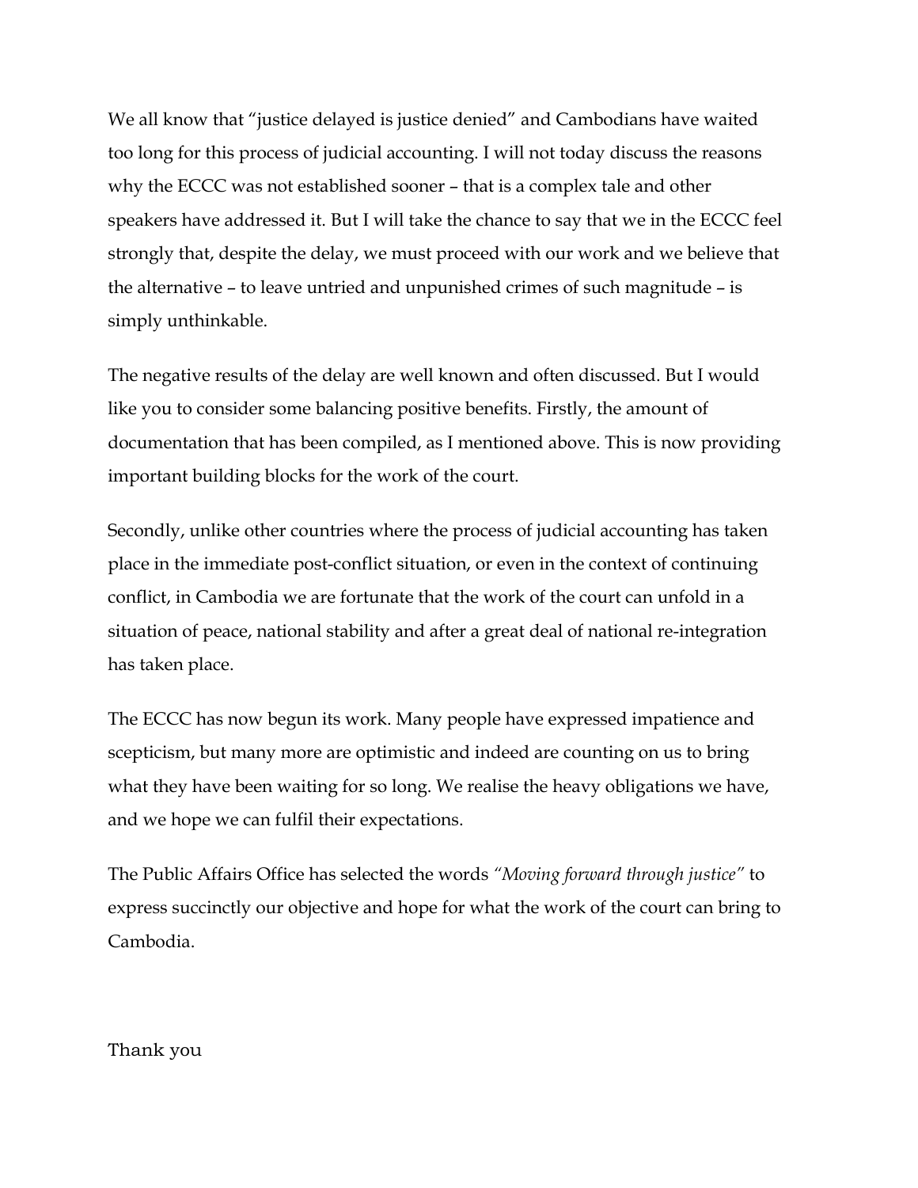We all know that "justice delayed is justice denied" and Cambodians have waited too long for this process of judicial accounting. I will not today discuss the reasons why the ECCC was not established sooner – that is a complex tale and other speakers have addressed it. But I will take the chance to say that we in the ECCC feel strongly that, despite the delay, we must proceed with our work and we believe that the alternative – to leave untried and unpunished crimes of such magnitude – is simply unthinkable.

The negative results of the delay are well known and often discussed. But I would like you to consider some balancing positive benefits. Firstly, the amount of documentation that has been compiled, as I mentioned above. This is now providing important building blocks for the work of the court.

Secondly, unlike other countries where the process of judicial accounting has taken place in the immediate post-conflict situation, or even in the context of continuing conflict, in Cambodia we are fortunate that the work of the court can unfold in a situation of peace, national stability and after a great deal of national re-integration has taken place.

The ECCC has now begun its work. Many people have expressed impatience and scepticism, but many more are optimistic and indeed are counting on us to bring what they have been waiting for so long. We realise the heavy obligations we have, and we hope we can fulfil their expectations.

The Public Affairs Office has selected the words *"Moving forward through justice"* to express succinctly our objective and hope for what the work of the court can bring to Cambodia.

Thank you